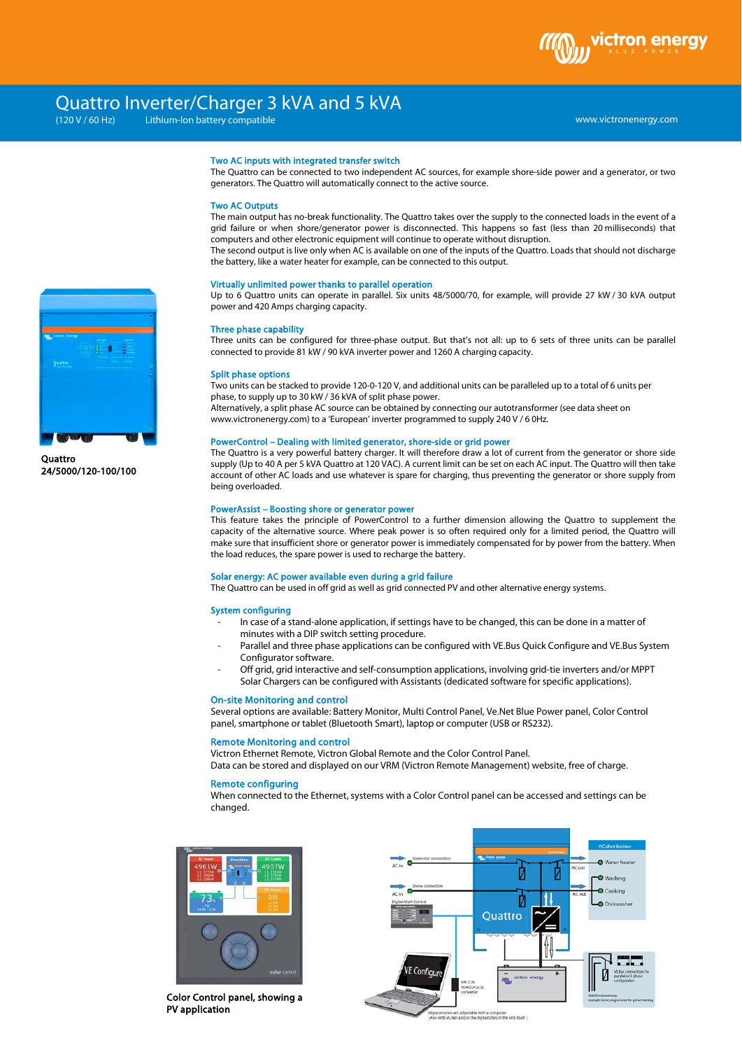# Quattro Inverter/Charger 3 kVA and 5 kVA

(120 V / 60 Hz) Lithium-Ion battery compatible

www.victronenergy.com

Quattro
24/5000/120-100/100

### Two AC inputs with integrated transfer switch

The Quattro can be connected to two independent AC sources, for example shore-side power and a generator, or two generators. The Quattro will automatically connect to the active source.

### Two AC Outputs

The main output has no-break functionality. The Quattro takes over the supply to the connected loads in the event of a grid failure or when shore/generator power is disconnected. This happens so fast (less than 20 milliseconds) that computers and other electronic equipment will continue to operate without disruption.
The second output is live only when AC is available on one of the inputs of the Quattro. Loads that should not discharge the battery, like a water heater for example, can be connected to this output.

### Virtually unlimited power thanks to parallel operation

Up to 6 Quattro units can operate in parallel. Six units 48/5000/70, for example, will provide 27 kW / 30 kVA output power and 420 Amps charging capacity.

### Three phase capability

Three units can be configured for three-phase output. But that's not all: up to 6 sets of three units can be parallel connected to provide 81 kW / 90 kVA inverter power and 1260 A charging capacity.

### Split phase options

Two units can be stacked to provide 120-0-120 V, and additional units can be paralleled up to a total of 6 units per phase, to supply up to 30 kW / 36 kVA of split phase power.
Alternatively, a split phase AC source can be obtained by connecting our autotransformer (see data sheet on www.victronenergy.com) to a 'European' inverter programmed to supply 240 V / 6 0Hz.

### PowerControl – Dealing with limited generator, shore-side or grid power

The Quattro is a very powerful battery charger. It will therefore draw a lot of current from the generator or shore side supply (Up to 40 A per 5 kVA Quattro at 120 VAC). A current limit can be set on each AC input. The Quattro will then take account of other AC loads and use whatever is spare for charging, thus preventing the generator or shore supply from being overloaded.

### PowerAssist – Boosting shore or generator power

This feature takes the principle of PowerControl to a further dimension allowing the Quattro to supplement the capacity of the alternative source. Where peak power is so often required only for a limited period, the Quattro will make sure that insufficient shore or generator power is immediately compensated for by power from the battery. When the load reduces, the spare power is used to recharge the battery.

### Solar energy: AC power available even during a grid failure

The Quattro can be used in off grid as well as grid connected PV and other alternative energy systems.

### System configuring

- In case of a stand-alone application, if settings have to be changed, this can be done in a matter of minutes with a DIP switch setting procedure.
- Parallel and three phase applications can be configured with VE.Bus Quick Configure and VE.Bus System Configurator software.
- Off grid, grid interactive and self-consumption applications, involving grid-tie inverters and/or MPPT Solar Chargers can be configured with Assistants (dedicated software for specific applications).

### On-site Monitoring and control

Several options are available: Battery Monitor, Multi Control Panel, Ve.Net Blue Power panel, Color Control panel, smartphone or tablet (Bluetooth Smart), laptop or computer (USB or RS232).

### Remote Monitoring and control

Victron Ethernet Remote, Victron Global Remote and the Color Control Panel.
Data can be stored and displayed on our VRM (Victron Remote Management) website, free of charge.

### Remote configuring

When connected to the Ethernet, systems with a Color Control panel can be accessed and settings can be changed.

Color Control panel, showing a PV application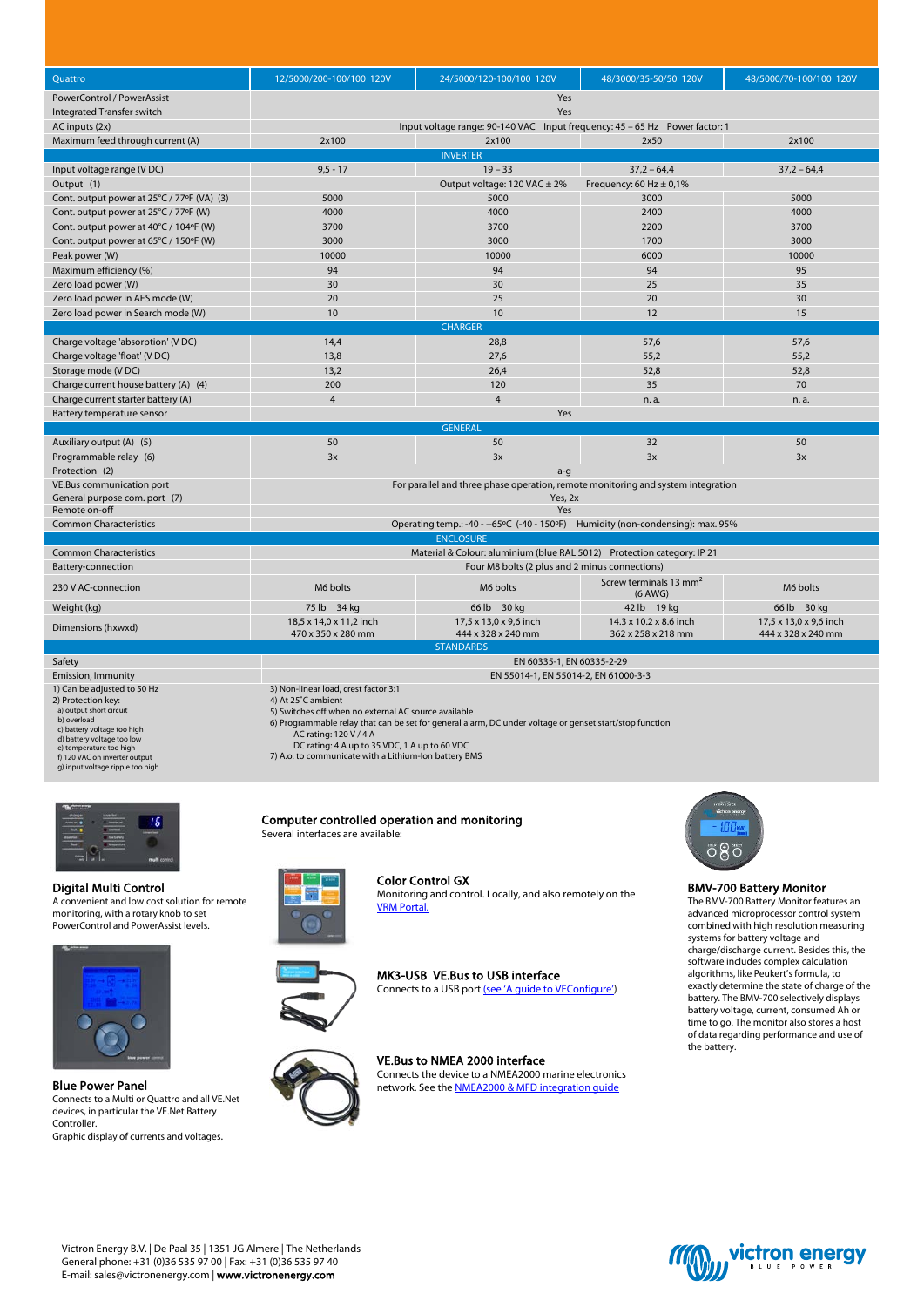| Quattro | 12/5000/200-100/100 120V | 24/5000/120-100/100 120V | 48/3000/35-50/50 120V | 48/5000/70-100/100 120V |
|---|---|---|---|---|
| PowerControl / PowerAssist | Yes | | | |
| Integrated Transfer switch | Yes | | | |
| AC inputs (2x) | Input voltage range: 90-140 VAC Input frequency: 45 – 65 Hz Power factor: 1 | | | |
| Maximum feed through current (A) | 2x100 | 2x100 | 2x50 | 2x100 |
| **INVERTER** | | | | |
| Input voltage range (V DC) | 9,5 - 17 | 19 – 33 | 37,2 – 64,4 | 37,2 – 64,4 |
| Output (1) | Output voltage: 120 VAC ± 2% Frequency: 60 Hz ± 0,1% | | | |
| Cont. output power at 25°C / 77ºF (VA) (3) | 5000 | 5000 | 3000 | 5000 |
| Cont. output power at 25°C / 77ºF (W) | 4000 | 4000 | 2400 | 4000 |
| Cont. output power at 40°C / 104ºF (W) | 3700 | 3700 | 2200 | 3700 |
| Cont. output power at 65°C / 150ºF (W) | 3000 | 3000 | 1700 | 3000 |
| Peak power (W) | 10000 | 10000 | 6000 | 10000 |
| Maximum efficiency (%) | 94 | 94 | 94 | 95 |
| Zero load power (W) | 30 | 30 | 25 | 35 |
| Zero load power in AES mode (W) | 20 | 25 | 20 | 30 |
| Zero load power in Search mode (W) | 10 | 10 | 12 | 15 |
| **CHARGER** | | | | |
| Charge voltage 'absorption' (V DC) | 14,4 | 28,8 | 57,6 | 57,6 |
| Charge voltage 'float' (V DC) | 13,8 | 27,6 | 55,2 | 55,2 |
| Storage mode (V DC) | 13,2 | 26,4 | 52,8 | 52,8 |
| Charge current house battery (A) (4) | 200 | 120 | 35 | 70 |
| Charge current starter battery (A) | 4 | 4 | n. a. | n. a. |
| Battery temperature sensor | Yes | | | |
| **GENERAL** | | | | |
| Auxiliary output (A) (5) | 50 | 50 | 32 | 50 |
| Programmable relay (6) | 3x | 3x | 3x | 3x |
| Protection (2) | a-g | | | |
| VE.Bus communication port | For parallel and three phase operation, remote monitoring and system integration | | | |
| General purpose com. port (7) | Yes, 2x | | | |
| Remote on-off | Yes | | | |
| Common Characteristics | Operating temp.: -40 - +65ºC (-40 - 150ºF) Humidity (non-condensing): max. 95% | | | |
| **ENCLOSURE** | | | | |
| Common Characteristics | Material & Colour: aluminium (blue RAL 5012) Protection category: IP 21 | | | |
| Battery-connection | Four M8 bolts (2 plus and 2 minus connections) | | | |
| 230 V AC-connection | M6 bolts | M6 bolts | Screw terminals 13 mm² (6 AWG) | M6 bolts |
| Weight (kg) | 75 lb 34 kg | 66 lb 30 kg | 42 lb 19 kg | 66 lb 30 kg |
| Dimensions (hxwxd) | 18,5 x 14,0 x 11,2 inch<br>470 x 350 x 280 mm | 17,5 x 13,0 x 9,6 inch<br>444 x 328 x 240 mm | 14.3 x 10.2 x 8.6 inch<br>362 x 258 x 218 mm | 17,5 x 13,0 x 9,6 inch<br>444 x 328 x 240 mm |
| **STANDARDS** | | | | |
| Safety | EN 60335-1, EN 60335-2-29 | | | |
| Emission, Immunity | EN 55014-1, EN 55014-2, EN 61000-3-3 | | | |

1) Can be adjusted to 50 Hz
2) Protection key:
 a) output short circuit
 b) overload
 c) battery voltage too high
 d) battery voltage too low
 e) temperature too high
 f) 120 VAC on inverter output
 g) input voltage ripple too high
3) Non-linear load, crest factor 3:1
4) At 25˚C ambient
5) Switches off when no external AC source available
6) Programmable relay that can be set for general alarm, DC under voltage or genset start/stop function
 AC rating: 120 V / 4 A
 DC rating: 4 A up to 35 VDC, 1 A up to 60 VDC
7) A.o. to communicate with a Lithium-Ion battery BMS

### Digital Multi Control
A convenient and low cost solution for remote monitoring, with a rotary knob to set PowerControl and PowerAssist levels.

### Blue Power Panel
Connects to a Multi or Quattro and all VE.Net devices, in particular the VE.Net Battery Controller.
Graphic display of currents and voltages.

## Computer controlled operation and monitoring
Several interfaces are available:

### Color Control GX
Monitoring and control. Locally, and also remotely on the VRM Portal.

### MK3-USB VE.Bus to USB interface
Connects to a USB port (see 'A guide to VEConfigure')

### VE.Bus to NMEA 2000 interface
Connects the device to a NMEA2000 marine electronics network. See the NMEA2000 & MFD integration guide

### BMV-700 Battery Monitor
The BMV-700 Battery Monitor features an advanced microprocessor control system combined with high resolution measuring systems for battery voltage and charge/discharge current. Besides this, the software includes complex calculation algorithms, like Peukert's formula, to exactly determine the state of charge of the battery. The BMV-700 selectively displays battery voltage, current, consumed Ah or time to go. The monitor also stores a host of data regarding performance and use of the battery.

Victron Energy B.V. | De Paal 35 | 1351 JG Almere | The Netherlands
General phone: +31 (0)36 535 97 00 | Fax: +31 (0)36 535 97 40
E-mail: sales@victronenergy.com | **www.victronenergy.com**